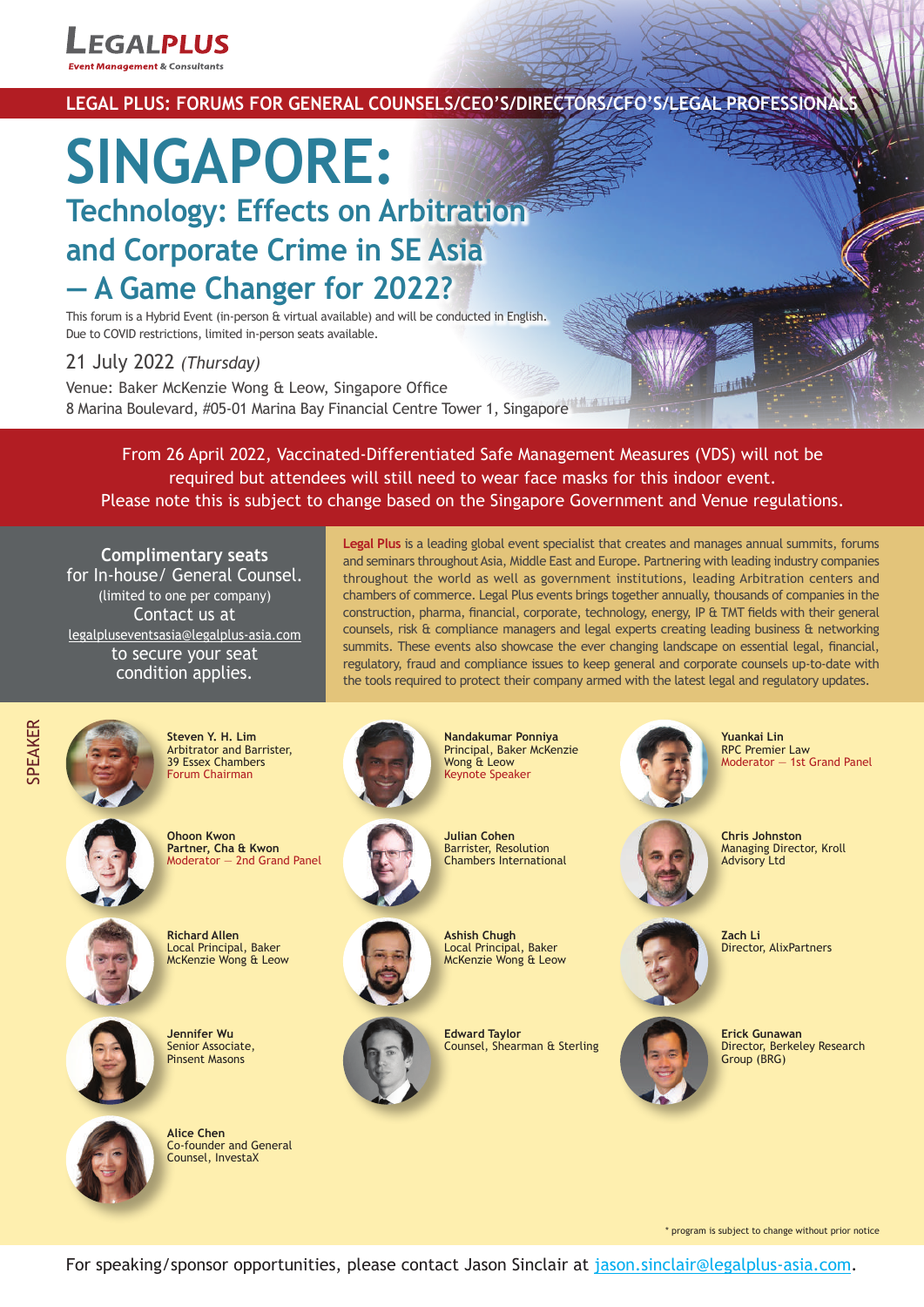**LEGALPLUS**
*Event Management & Consultants*

LEGAL PLUS: FORUMS FOR GENERAL COUNSELS/CEO'S/DIRECTORS/CFO'S/LEGAL PROFESSIONALS

# SINGAPORE:

## Technology: Effects on Arbitration and Corporate Crime in SE Asia – A Game Changer for 2022?

This forum is a Hybrid Event (in-person & virtual available) and will be conducted in English.
Due to COVID restrictions, limited in-person seats available.

21 July 2022 *(Thursday)*

Venue: Baker McKenzie Wong & Leow, Singapore Office
8 Marina Boulevard, #05-01 Marina Bay Financial Centre Tower 1, Singapore

From 26 April 2022, Vaccinated-Differentiated Safe Management Measures (VDS) will not be required but attendees will still need to wear face masks for this indoor event.
Please note this is subject to change based on the Singapore Government and Venue regulations.

**Complimentary seats**
for In-house/ General Counsel.
(limited to one per company)
Contact us at
legalpluseventsasia@legalplus-asia.com
to secure your seat
condition applies.

**Legal Plus** is a leading global event specialist that creates and manages annual summits, forums and seminars throughout Asia, Middle East and Europe. Partnering with leading industry companies throughout the world as well as government institutions, leading Arbitration centers and chambers of commerce. Legal Plus events brings together annually, thousands of companies in the construction, pharma, financial, corporate, technology, energy, IP & TMT fields with their general counsels, risk & compliance managers and legal experts creating leading business & networking summits. These events also showcase the ever changing landscape on essential legal, financial, regulatory, fraud and compliance issues to keep general and corporate counsels up-to-date with the tools required to protect their company armed with the latest legal and regulatory updates.

## SPEAKER

**Steven Y. H. Lim**
Arbitrator and Barrister, 39 Essex Chambers
Forum Chairman

**Nandakumar Ponniya**
Principal, Baker McKenzie Wong & Leow
Keynote Speaker

**Yuankai Lin**
RPC Premier Law
Moderator – 1st Grand Panel

**Ohoon Kwon**
Partner, Cha & Kwon
Moderator – 2nd Grand Panel

**Julian Cohen**
Barrister, Resolution Chambers International

**Chris Johnston**
Managing Director, Kroll Advisory Ltd

**Richard Allen**
Local Principal, Baker McKenzie Wong & Leow

**Ashish Chugh**
Local Principal, Baker McKenzie Wong & Leow

**Zach Li**
Director, AlixPartners

**Jennifer Wu**
Senior Associate, Pinsent Masons

**Edward Taylor**
Counsel, Shearman & Sterling

**Erick Gunawan**
Director, Berkeley Research Group (BRG)

**Alice Chen**
Co-founder and General Counsel, InvestaX

\* program is subject to change without prior notice

For speaking/sponsor opportunities, please contact Jason Sinclair at jason.sinclair@legalplus-asia.com.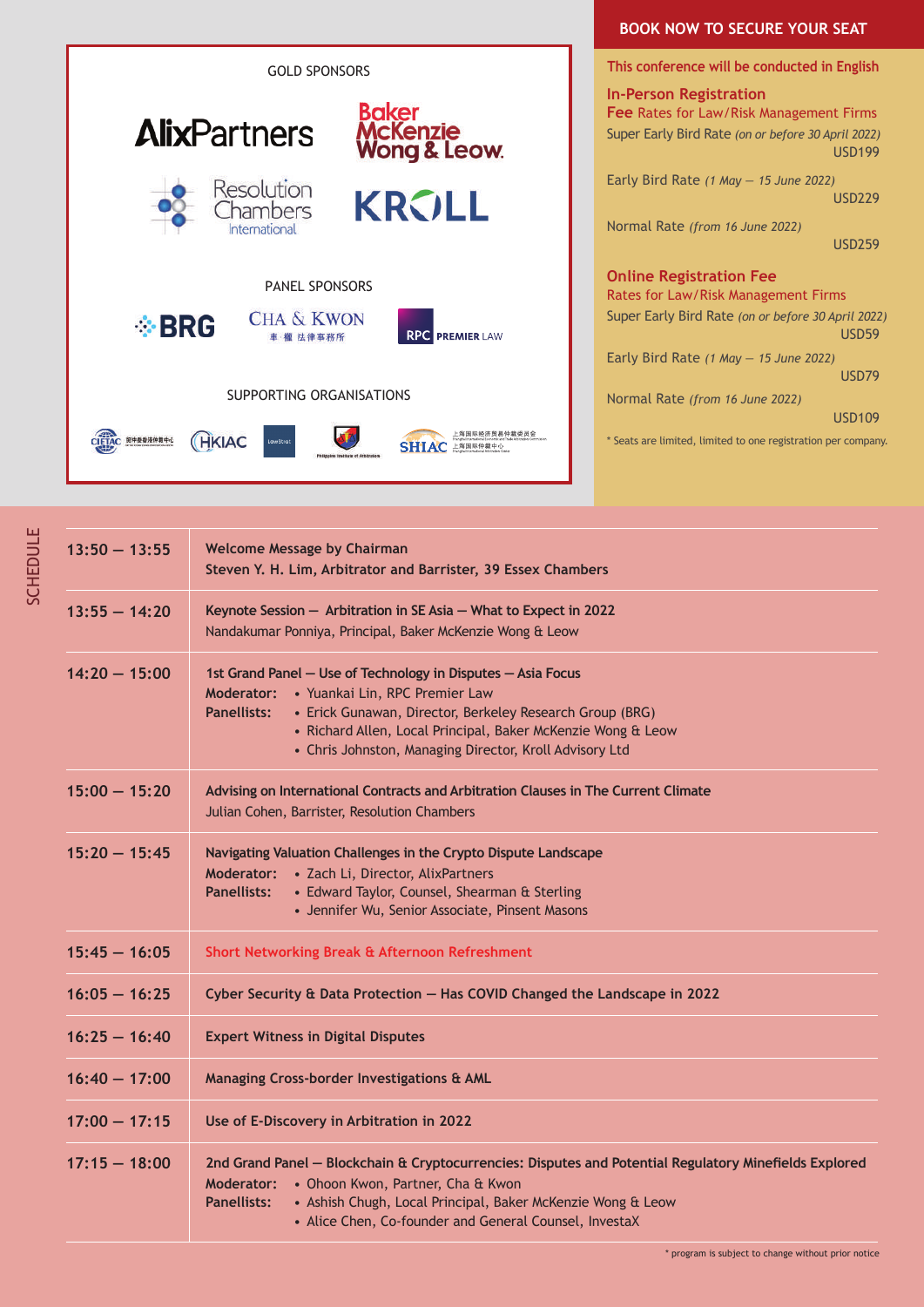GOLD SPONSORS

AlixPartners
Baker McKenzie Wong & Leow
Resolution Chambers International
KROLL

PANEL SPONSORS

BRG
CHA & KWON 車 · 權 法律事務所
RPC PREMIER LAW

SUPPORTING ORGANISATIONS

CIETAC
HKIAC
LawStrat
Philippine Institute of Arbitrators
SHIAC 上海国际经济贸易仲裁委员会 上海国际仲裁中心

## BOOK NOW TO SECURE YOUR SEAT

This conference will be conducted in English

### In-Person Registration

**Fee** Rates for Law/Risk Management Firms

Super Early Bird Rate *(on or before 30 April 2022)* USD199

Early Bird Rate *(1 May – 15 June 2022)* USD229

Normal Rate *(from 16 June 2022)* USD259

### Online Registration Fee

Rates for Law/Risk Management Firms

Super Early Bird Rate *(on or before 30 April 2022)* USD59

Early Bird Rate *(1 May – 15 June 2022)* USD79

Normal Rate *(from 16 June 2022)* USD109

\* Seats are limited, limited to one registration per company.

## SCHEDULE

| Time | Session |
|---|---|
| **13:50 – 13:55** | **Welcome Message by Chairman**<br>**Steven Y. H. Lim, Arbitrator and Barrister, 39 Essex Chambers** |
| **13:55 – 14:20** | **Keynote Session – Arbitration in SE Asia – What to Expect in 2022**<br>Nandakumar Ponniya, Principal, Baker McKenzie Wong & Leow |
| **14:20 – 15:00** | **1st Grand Panel – Use of Technology in Disputes – Asia Focus**<br>**Moderator:** • Yuankai Lin, RPC Premier Law<br>**Panellists:** • Erick Gunawan, Director, Berkeley Research Group (BRG)<br>• Richard Allen, Local Principal, Baker McKenzie Wong & Leow<br>• Chris Johnston, Managing Director, Kroll Advisory Ltd |
| **15:00 – 15:20** | **Advising on International Contracts and Arbitration Clauses in The Current Climate**<br>Julian Cohen, Barrister, Resolution Chambers |
| **15:20 – 15:45** | **Navigating Valuation Challenges in the Crypto Dispute Landscape**<br>**Moderator:** • Zach Li, Director, AlixPartners<br>**Panellists:** • Edward Taylor, Counsel, Shearman & Sterling<br>• Jennifer Wu, Senior Associate, Pinsent Masons |
| **15:45 – 16:05** | **Short Networking Break & Afternoon Refreshment** |
| **16:05 – 16:25** | **Cyber Security & Data Protection – Has COVID Changed the Landscape in 2022** |
| **16:25 – 16:40** | **Expert Witness in Digital Disputes** |
| **16:40 – 17:00** | **Managing Cross-border Investigations & AML** |
| **17:00 – 17:15** | **Use of E-Discovery in Arbitration in 2022** |
| **17:15 – 18:00** | **2nd Grand Panel – Blockchain & Cryptocurrencies: Disputes and Potential Regulatory Minefields Explored**<br>**Moderator:** • Ohoon Kwon, Partner, Cha & Kwon<br>**Panellists:** • Ashish Chugh, Local Principal, Baker McKenzie Wong & Leow<br>• Alice Chen, Co-founder and General Counsel, InvestaX |

\* program is subject to change without prior notice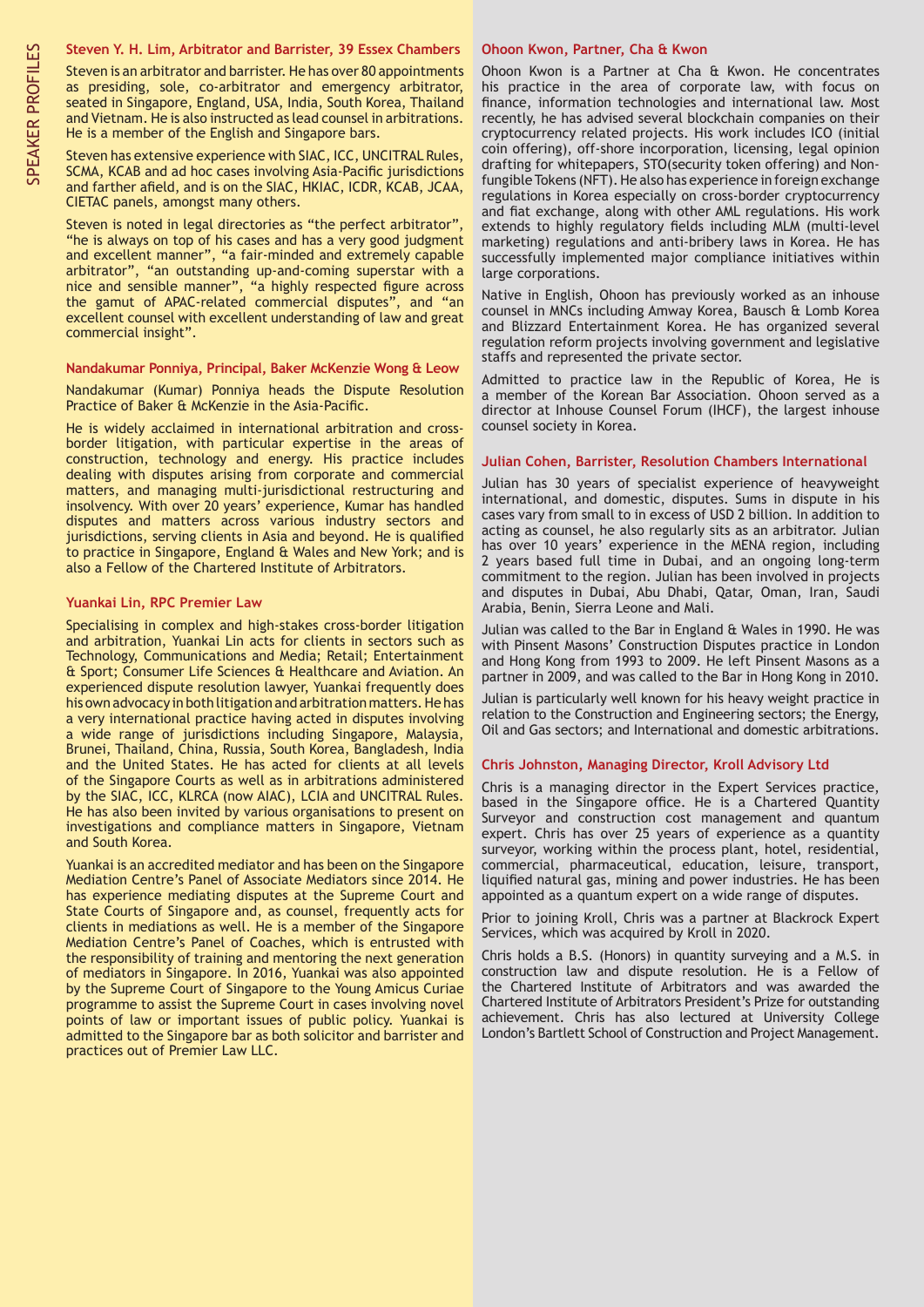## Steven Y. H. Lim, Arbitrator and Barrister, 39 Essex Chambers

Steven is an arbitrator and barrister. He has over 80 appointments as presiding, sole, co-arbitrator and emergency arbitrator, seated in Singapore, England, USA, India, South Korea, Thailand and Vietnam. He is also instructed as lead counsel in arbitrations. He is a member of the English and Singapore bars.

Steven has extensive experience with SIAC, ICC, UNCITRAL Rules, SCMA, KCAB and ad hoc cases involving Asia-Pacific jurisdictions and farther afield, and is on the SIAC, HKIAC, ICDR, KCAB, JCAA, CIETAC panels, amongst many others.

Steven is noted in legal directories as "the perfect arbitrator", "he is always on top of his cases and has a very good judgment and excellent manner", "a fair-minded and extremely capable arbitrator", "an outstanding up-and-coming superstar with a nice and sensible manner", "a highly respected figure across the gamut of APAC-related commercial disputes", and "an excellent counsel with excellent understanding of law and great commercial insight".

## Nandakumar Ponniya, Principal, Baker McKenzie Wong & Leow

Nandakumar (Kumar) Ponniya heads the Dispute Resolution Practice of Baker & McKenzie in the Asia-Pacific.

He is widely acclaimed in international arbitration and cross-border litigation, with particular expertise in the areas of construction, technology and energy. His practice includes dealing with disputes arising from corporate and commercial matters, and managing multi-jurisdictional restructuring and insolvency. With over 20 years' experience, Kumar has handled disputes and matters across various industry sectors and jurisdictions, serving clients in Asia and beyond. He is qualified to practice in Singapore, England & Wales and New York; and is also a Fellow of the Chartered Institute of Arbitrators.

## Yuankai Lin, RPC Premier Law

Specialising in complex and high-stakes cross-border litigation and arbitration, Yuankai Lin acts for clients in sectors such as Technology, Communications and Media; Retail; Entertainment & Sport; Consumer Life Sciences & Healthcare and Aviation. An experienced dispute resolution lawyer, Yuankai frequently does his own advocacy in both litigation and arbitration matters. He has a very international practice having acted in disputes involving a wide range of jurisdictions including Singapore, Malaysia, Brunei, Thailand, China, Russia, South Korea, Bangladesh, India and the United States. He has acted for clients at all levels of the Singapore Courts as well as in arbitrations administered by the SIAC, ICC, KLRCA (now AIAC), LCIA and UNCITRAL Rules. He has also been invited by various organisations to present on investigations and compliance matters in Singapore, Vietnam and South Korea.

Yuankai is an accredited mediator and has been on the Singapore Mediation Centre's Panel of Associate Mediators since 2014. He has experience mediating disputes at the Supreme Court and State Courts of Singapore and, as counsel, frequently acts for clients in mediations as well. He is a member of the Singapore Mediation Centre's Panel of Coaches, which is entrusted with the responsibility of training and mentoring the next generation of mediators in Singapore. In 2016, Yuankai was also appointed by the Supreme Court of Singapore to the Young Amicus Curiae programme to assist the Supreme Court in cases involving novel points of law or important issues of public policy. Yuankai is admitted to the Singapore bar as both solicitor and barrister and practices out of Premier Law LLC.

## Ohoon Kwon, Partner, Cha & Kwon

Ohoon Kwon is a Partner at Cha & Kwon. He concentrates his practice in the area of corporate law, with focus on finance, information technologies and international law. Most recently, he has advised several blockchain companies on their cryptocurrency related projects. His work includes ICO (initial coin offering), off-shore incorporation, licensing, legal opinion drafting for whitepapers, STO(security token offering) and Non-fungible Tokens (NFT). He also has experience in foreign exchange regulations in Korea especially on cross-border cryptocurrency and fiat exchange, along with other AML regulations. His work extends to highly regulatory fields including MLM (multi-level marketing) regulations and anti-bribery laws in Korea. He has successfully implemented major compliance initiatives within large corporations.

Native in English, Ohoon has previously worked as an inhouse counsel in MNCs including Amway Korea, Bausch & Lomb Korea and Blizzard Entertainment Korea. He has organized several regulation reform projects involving government and legislative staffs and represented the private sector.

Admitted to practice law in the Republic of Korea, He is a member of the Korean Bar Association. Ohoon served as a director at Inhouse Counsel Forum (IHCF), the largest inhouse counsel society in Korea.

## Julian Cohen, Barrister, Resolution Chambers International

Julian has 30 years of specialist experience of heavyweight international, and domestic, disputes. Sums in dispute in his cases vary from small to in excess of USD 2 billion. In addition to acting as counsel, he also regularly sits as an arbitrator. Julian has over 10 years' experience in the MENA region, including 2 years based full time in Dubai, and an ongoing long-term commitment to the region. Julian has been involved in projects and disputes in Dubai, Abu Dhabi, Qatar, Oman, Iran, Saudi Arabia, Benin, Sierra Leone and Mali.

Julian was called to the Bar in England & Wales in 1990. He was with Pinsent Masons' Construction Disputes practice in London and Hong Kong from 1993 to 2009. He left Pinsent Masons as a partner in 2009, and was called to the Bar in Hong Kong in 2010.

Julian is particularly well known for his heavy weight practice in relation to the Construction and Engineering sectors; the Energy, Oil and Gas sectors; and International and domestic arbitrations.

## Chris Johnston, Managing Director, Kroll Advisory Ltd

Chris is a managing director in the Expert Services practice, based in the Singapore office. He is a Chartered Quantity Surveyor and construction cost management and quantum expert. Chris has over 25 years of experience as a quantity surveyor, working within the process plant, hotel, residential, commercial, pharmaceutical, education, leisure, transport, liquified natural gas, mining and power industries. He has been appointed as a quantum expert on a wide range of disputes.

Prior to joining Kroll, Chris was a partner at Blackrock Expert Services, which was acquired by Kroll in 2020.

Chris holds a B.S. (Honors) in quantity surveying and a M.S. in construction law and dispute resolution. He is a Fellow of the Chartered Institute of Arbitrators and was awarded the Chartered Institute of Arbitrators President's Prize for outstanding achievement. Chris has also lectured at University College London's Bartlett School of Construction and Project Management.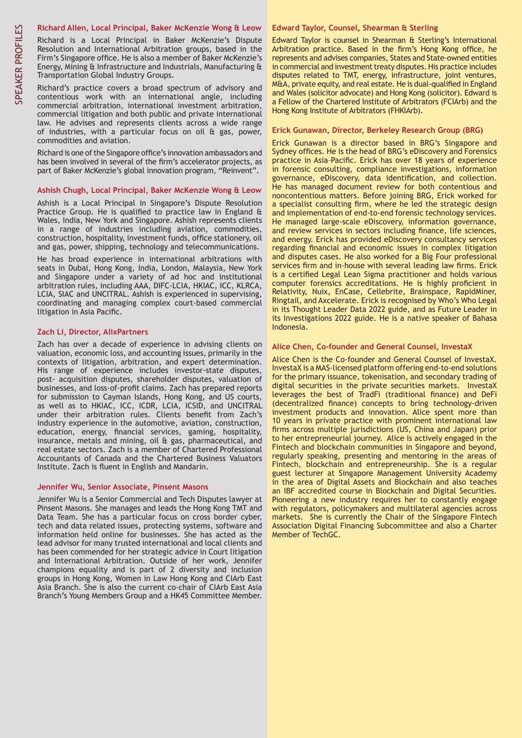# SPEAKER PROFILES

### Richard Allen, Local Principal, Baker McKenzie Wong & Leow

Richard is a Local Principal in Baker McKenzie's Dispute Resolution and International Arbitration groups, based in the Firm's Singapore office. He is also a member of Baker McKenzie's Energy, Mining & Infrastructure and Industrials, Manufacturing & Transportation Global Industry Groups.

Richard's practice covers a broad spectrum of advisory and contentious work with an international angle, including commercial arbitration, international investment arbitration, commercial litigation and both public and private international law. He advises and represents clients across a wide range of industries, with a particular focus on oil & gas, power, commodities and aviation.

Richard is one of the Singapore office's innovation ambassadors and has been involved in several of the firm's accelerator projects, as part of Baker McKenzie's global innovation program, "Reinvent".

### Ashish Chugh, Local Principal, Baker McKenzie Wong & Leow

Ashish is a Local Principal in Singapore's Dispute Resolution Practice Group. He is qualified to practice law in England & Wales, India, New York and Singapore. Ashish represents clients in a range of industries including aviation, commodities, construction, hospitality, investment funds, office stationery, oil and gas, power, shipping, technology and telecommunications.

He has broad experience in international arbitrations with seats in Dubai, Hong Kong, India, London, Malaysia, New York and Singapore under a variety of ad hoc and institutional arbitration rules, including AAA, DIFC-LCIA, HKIAC, ICC, KLRCA, LCIA, SIAC and UNCITRAL. Ashish is experienced in supervising, coordinating and managing complex court-based commercial litigation in Asia Pacific.

### Zach Li, Director, AlixPartners

Zach has over a decade of experience in advising clients on valuation, economic loss, and accounting issues, primarily in the contexts of litigation, arbitration, and expert determination. His range of experience includes investor-state disputes, post- acquisition disputes, shareholder disputes, valuation of businesses, and loss-of-profit claims. Zach has prepared reports for submission to Cayman Islands, Hong Kong, and US courts, as well as to HKIAC, ICC, ICDR, LCIA, ICSID, and UNCITRAL under their arbitration rules. Clients benefit from Zach's industry experience in the automotive, aviation, construction, education, energy, financial services, gaming, hospitality, insurance, metals and mining, oil & gas, pharmaceutical, and real estate sectors. Zach is a member of Chartered Professional Accountants of Canada and the Chartered Business Valuators Institute. Zach is fluent in English and Mandarin.

### Jennifer Wu, Senior Associate, Pinsent Masons

Jennifer Wu is a Senior Commercial and Tech Disputes lawyer at Pinsent Masons. She manages and leads the Hong Kong TMT and Data Team. She has a particular focus on cross border cyber, tech and data related issues, protecting systems, software and information held online for businesses. She has acted as the lead advisor for many trusted international and local clients and has been commended for her strategic advice in Court litigation and International Arbitration. Outside of her work, Jennifer champions equality and is part of 2 diversity and inclusion groups in Hong Kong, Women in Law Hong Kong and CIArb East Asia Branch. She is also the current co-chair of CIArb East Asia Branch's Young Members Group and a HK45 Committee Member.

### Edward Taylor, Counsel, Shearman & Sterling

Edward Taylor is counsel in Shearman & Sterling's International Arbitration practice. Based in the firm's Hong Kong office, he represents and advises companies, States and State-owned entities in commercial and investment treaty disputes. His practice includes disputes related to TMT, energy, infrastructure, joint ventures, M&A, private equity, and real estate. He is dual-qualified in England and Wales (solicitor advocate) and Hong Kong (solicitor). Edward is a Fellow of the Chartered Institute of Arbitrators (FCIArb) and the Hong Kong Institute of Arbitrators (FHKIArb).

### Erick Gunawan, Director, Berkeley Research Group (BRG)

Erick Gunawan is a director based in BRG's Singapore and Sydney offices. He is the head of BRG's eDiscovery and Forensics practice in Asia–Pacific. Erick has over 18 years of experience in forensic consulting, compliance investigations, information governance, eDiscovery, data identification, and collection. He has managed document review for both contentious and noncontentious matters. Before joining BRG, Erick worked for a specialist consulting firm, where he led the strategic design and implementation of end-to-end forensic technology services. He managed large-scale eDiscovery, information governance, and review services in sectors including finance, life sciences, and energy. Erick has provided eDiscovery consultancy services regarding financial and economic issues in complex litigation and disputes cases. He also worked for a Big Four professional services firm and in-house with several leading law firms. Erick is a certified Legal Lean Sigma practitioner and holds various computer forensics accreditations. He is highly proficient in Relativity, Nuix, EnCase, Cellebrite, Brainspace, RapidMiner, Ringtail, and Axcelerate. Erick is recognised by Who's Who Legal in its Thought Leader Data 2022 guide, and as Future Leader in its Investigations 2022 guide. He is a native speaker of Bahasa Indonesia.

### Alice Chen, Co-founder and General Counsel, InvestaX

Alice Chen is the Co-founder and General Counsel of InvestaX. InvestaX is a MAS-licensed platform offering end-to-end solutions for the primary issuance, tokenisation, and secondary trading of digital securities in the private securities markets. InvestaX leverages the best of TradFi (traditional finance) and DeFi (decentralized finance) concepts to bring technology-driven investment products and innovation. Alice spent more than 10 years in private practice with prominent international law firms across multiple jurisdictions (US, China and Japan) prior to her entrepreneurial journey. Alice is actively engaged in the Fintech and blockchain communities in Singapore and beyond, regularly speaking, presenting and mentoring in the areas of Fintech, blockchain and entrepreneurship. She is a regular guest lecturer at Singapore Management University Academy in the area of Digital Assets and Blockchain and also teaches an IBF accredited course in Blockchain and Digital Securities. Pioneering a new industry requires her to constantly engage with regulators, policymakers and multilateral agencies across markets. She is currently the Chair of the Singapore Fintech Association Digital Financing Subcommittee and also a Charter Member of TechGC.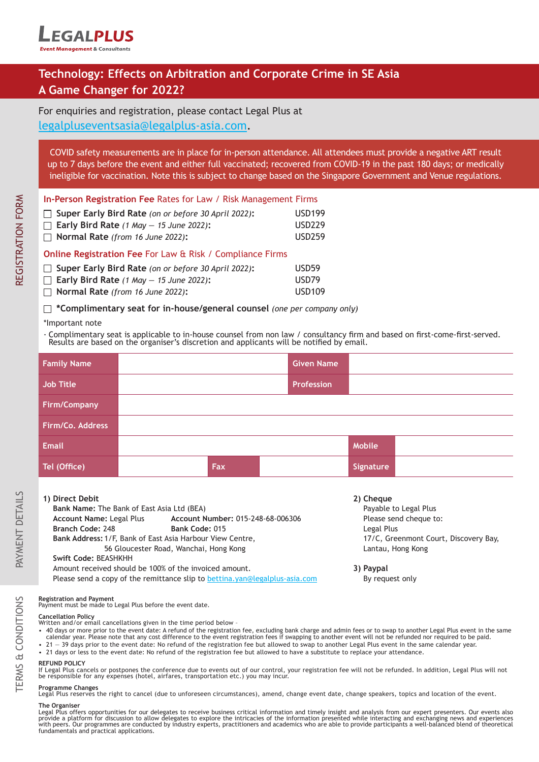**LEGALPLUS**
*Event Management & Consultants*

# Technology: Effects on Arbitration and Corporate Crime in SE Asia
# A Game Changer for 2022?

For enquiries and registration, please contact Legal Plus at legalpluseventsasia@legalplus-asia.com.

COVID safety measurements are in place for in-person attendance. All attendees must provide a negative ART result up to 7 days before the event and either full vaccinated; recovered from COVID-19 in the past 180 days; or medically ineligible for vaccination. Note this is subject to change based on the Singapore Government and Venue regulations.

## REGISTRATION FORM

### In-Person Registration Fee Rates for Law / Risk Management Firms

- ☐ **Super Early Bird Rate** *(on or before 30 April 2022)*: USD199
- ☐ **Early Bird Rate** *(1 May – 15 June 2022)*: USD229
- ☐ **Normal Rate** *(from 16 June 2022)*: USD259

### Online Registration Fee For Law & Risk / Compliance Firms

- ☐ **Super Early Bird Rate** *(on or before 30 April 2022)*: USD59
- ☐ **Early Bird Rate** *(1 May – 15 June 2022)*: USD79
- ☐ **Normal Rate** *(from 16 June 2022)*: USD109

☐ **\*Complimentary seat for in-house/general counsel** *(one per company only)*

\*Important note

· Complimentary seat is applicable to in-house counsel from non law / consultancy firm and based on first-come-first-served. Results are based on the organiser's discretion and applicants will be notified by email.

| | | | | | |
|---|---|---|---|---|---|
| Family Name | | | Given Name | | |
| Job Title | | | Profession | | |
| Firm/Company | | | | | |
| Firm/Co. Address | | | | | |
| Email | | | | Mobile | |
| Tel (Office) | | Fax | | Signature | |

## PAYMENT DETAILS

**1) Direct Debit**

**Bank Name:** The Bank of East Asia Ltd (BEA)
**Account Name:** Legal Plus **Account Number:** 015-248-68-006306
**Branch Code:** 248 **Bank Code:** 015
**Bank Address:** 1/F, Bank of East Asia Harbour View Centre, 56 Gloucester Road, Wanchai, Hong Kong
**Swift Code:** BEASHKHH
Amount received should be 100% of the invoiced amount.
Please send a copy of the remittance slip to bettina.yan@legalplus-asia.com

**2) Cheque**

Payable to Legal Plus
Please send cheque to:
Legal Plus
17/C, Greenmont Court, Discovery Bay,
Lantau, Hong Kong

**3) Paypal**

By request only

## TERMS & CONDITIONS

**Registration and Payment**
Payment must be made to Legal Plus before the event date.

**Cancellation Policy**
Written and/or email cancellations given in the time period below –

- 40 days or more prior to the event date: A refund of the registration fee, excluding bank charge and admin fees or to swap to another Legal Plus event in the same calendar year. Please note that any cost difference to the event registration fees if swapping to another event will not be refunded nor required to be paid.
- 21 – 39 days prior to the event date: No refund of the registration fee but allowed to swap to another Legal Plus event in the same calendar year.
- 21 days or less to the event date: No refund of the registration fee but allowed to have a substitute to replace your attendance.

**REFUND POLICY**
If Legal Plus cancels or postpones the conference due to events out of our control, your registration fee will not be refunded. In addition, Legal Plus will not be responsible for any expenses (hotel, airfares, transportation etc.) you may incur.

**Programme Changes**
Legal Plus reserves the right to cancel (due to unforeseen circumstances), amend, change event date, change speakers, topics and location of the event.

**The Organiser**
Legal Plus offers opportunities for our delegates to receive business critical information and timely insight and analysis from our expert presenters. Our events also provide a platform for discussion to allow delegates to explore the intricacies of the information presented while interacting and exchanging news and experiences with peers. Our programmes are conducted by industry experts, practitioners and academics who are able to provide participants a well-balanced blend of theoretical fundamentals and practical applications.